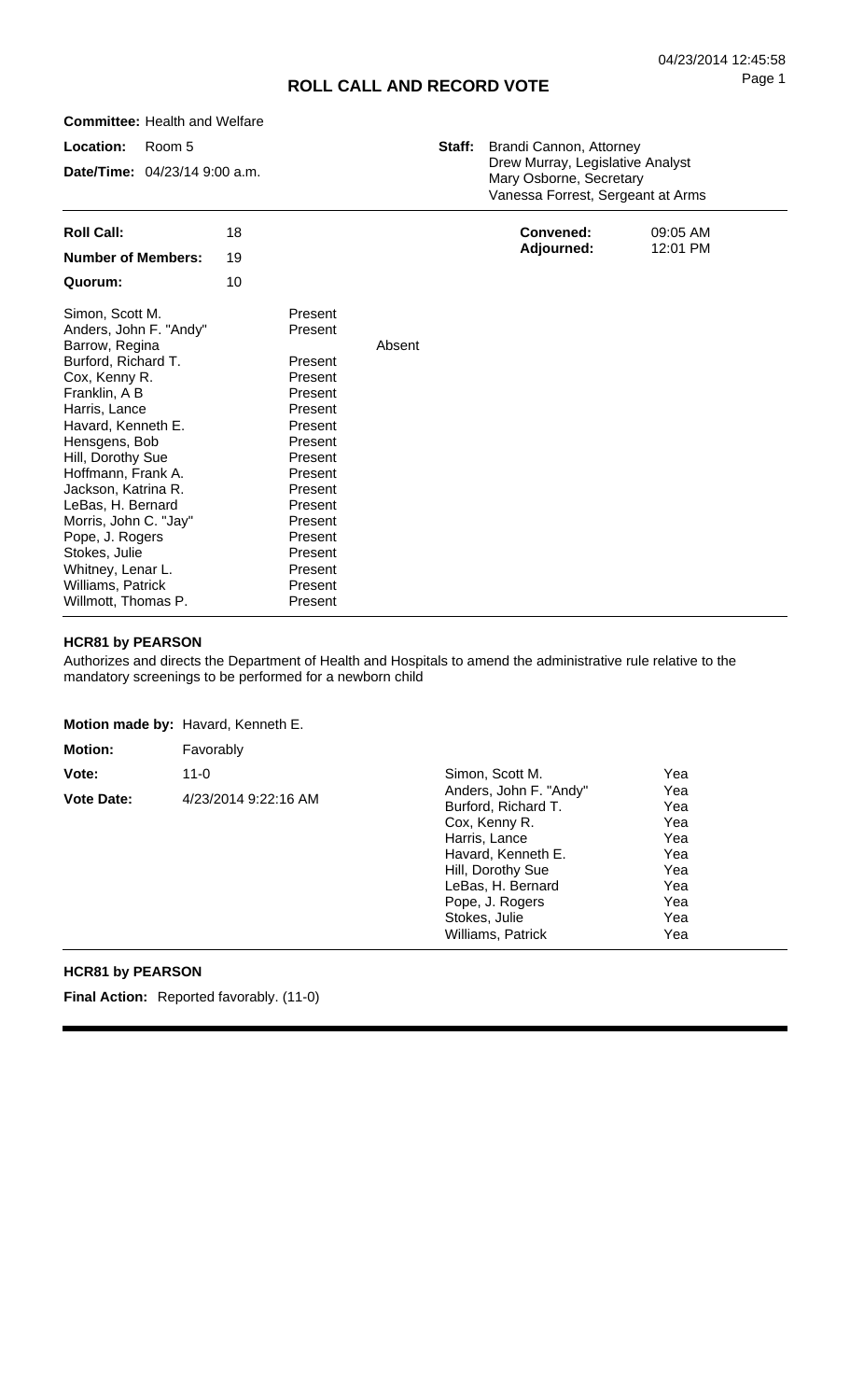# ROLL CALL AND RECORD VOTE

**Committee:** Health and Welfare

**Location:** Room 5

**Date/Time:** 04/23/14 9:00 a.m.

**Staff:** Brandi Cannon, Attorney
Drew Murray, Legislative Analyst
Mary Osborne, Secretary
Vanessa Forrest, Sergeant at Arms

| | |
|---|---|
| **Roll Call:** | 18 |
| **Number of Members:** | 19 |
| **Quorum:** | 10 |

| | |
|---|---|
| **Convened:** | 09:05 AM |
| **Adjourned:** | 12:01 PM |

| Member | Present | Absent |
|---|---|---|
| Simon, Scott M. | Present | |
| Anders, John F. "Andy" | Present | |
| Barrow, Regina | | Absent |
| Burford, Richard T. | Present | |
| Cox, Kenny R. | Present | |
| Franklin, A B | Present | |
| Harris, Lance | Present | |
| Havard, Kenneth E. | Present | |
| Hensgens, Bob | Present | |
| Hill, Dorothy Sue | Present | |
| Hoffmann, Frank A. | Present | |
| Jackson, Katrina R. | Present | |
| LeBas, H. Bernard | Present | |
| Morris, John C. "Jay" | Present | |
| Pope, J. Rogers | Present | |
| Stokes, Julie | Present | |
| Whitney, Lenar L. | Present | |
| Williams, Patrick | Present | |
| Willmott, Thomas P. | Present | |

## HCR81 by PEARSON

Authorizes and directs the Department of Health and Hospitals to amend the administrative rule relative to the mandatory screenings to be performed for a newborn child

**Motion made by:** Havard, Kenneth E.

**Motion:** Favorably

**Vote:** 11-0

**Vote Date:** 4/23/2014 9:22:16 AM

| Member | Vote |
|---|---|
| Simon, Scott M. | Yea |
| Anders, John F. "Andy" | Yea |
| Burford, Richard T. | Yea |
| Cox, Kenny R. | Yea |
| Harris, Lance | Yea |
| Havard, Kenneth E. | Yea |
| Hill, Dorothy Sue | Yea |
| LeBas, H. Bernard | Yea |
| Pope, J. Rogers | Yea |
| Stokes, Julie | Yea |
| Williams, Patrick | Yea |

## HCR81 by PEARSON

**Final Action:** Reported favorably. (11-0)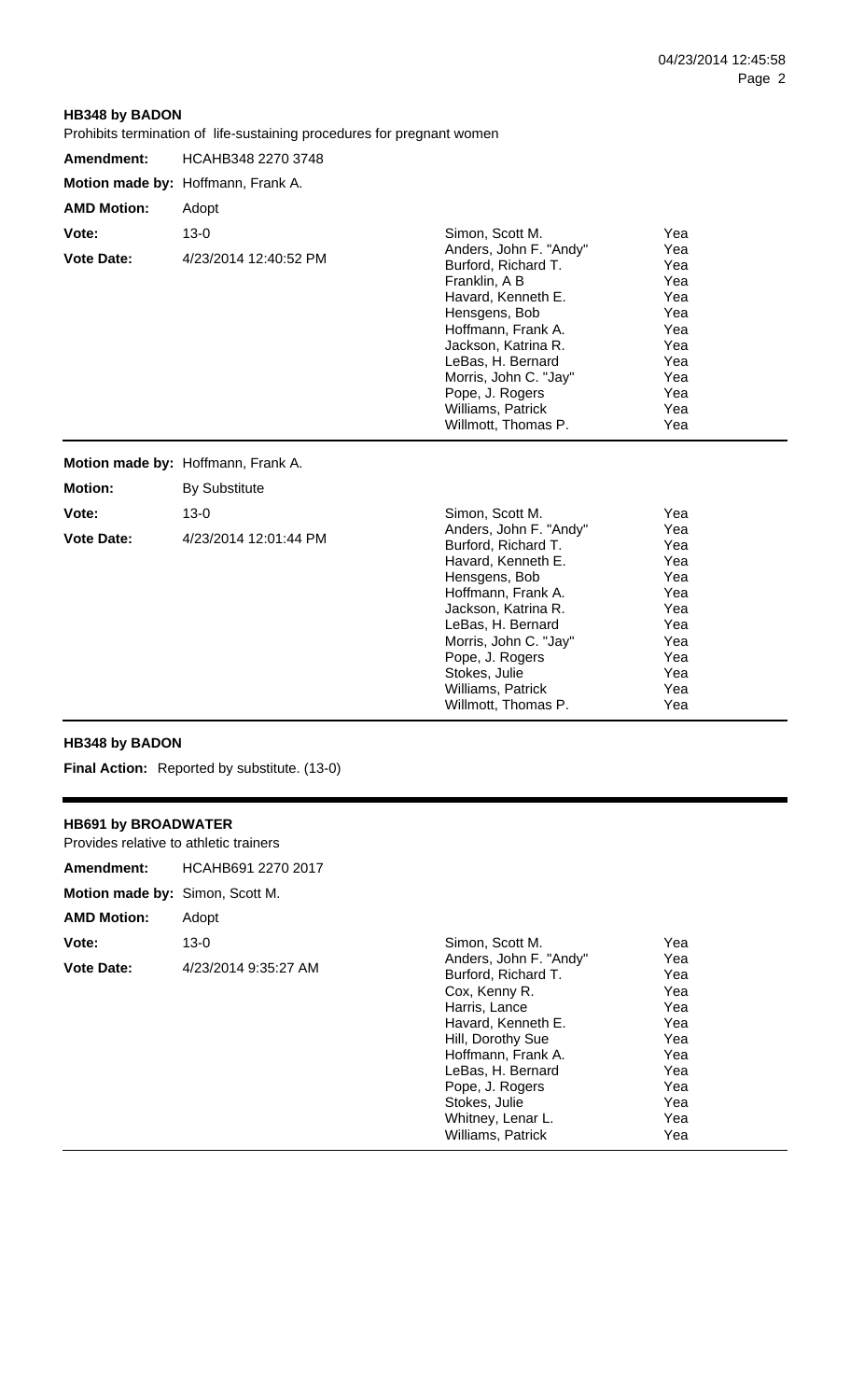**HB348 by BADON**

Prohibits termination of life-sustaining procedures for pregnant women

**Amendment:** HCAHB348 2270 3748

**Motion made by:** Hoffmann, Frank A.

**AMD Motion:** Adopt

**Vote:** 13-0

**Vote Date:** 4/23/2014 12:40:52 PM

| Member | Vote |
|---|---|
| Simon, Scott M. | Yea |
| Anders, John F. "Andy" | Yea |
| Burford, Richard T. | Yea |
| Franklin, A B | Yea |
| Havard, Kenneth E. | Yea |
| Hensgens, Bob | Yea |
| Hoffmann, Frank A. | Yea |
| Jackson, Katrina R. | Yea |
| LeBas, H. Bernard | Yea |
| Morris, John C. "Jay" | Yea |
| Pope, J. Rogers | Yea |
| Williams, Patrick | Yea |
| Willmott, Thomas P. | Yea |

**Motion made by:** Hoffmann, Frank A.

**Motion:** By Substitute

**Vote:** 13-0

**Vote Date:** 4/23/2014 12:01:44 PM

| Member | Vote |
|---|---|
| Simon, Scott M. | Yea |
| Anders, John F. "Andy" | Yea |
| Burford, Richard T. | Yea |
| Havard, Kenneth E. | Yea |
| Hensgens, Bob | Yea |
| Hoffmann, Frank A. | Yea |
| Jackson, Katrina R. | Yea |
| LeBas, H. Bernard | Yea |
| Morris, John C. "Jay" | Yea |
| Pope, J. Rogers | Yea |
| Stokes, Julie | Yea |
| Williams, Patrick | Yea |
| Willmott, Thomas P. | Yea |

**HB348 by BADON**

**Final Action:** Reported by substitute. (13-0)

---

**HB691 by BROADWATER**

Provides relative to athletic trainers

**Amendment:** HCAHB691 2270 2017

**Motion made by:** Simon, Scott M.

**AMD Motion:** Adopt

**Vote:** 13-0

**Vote Date:** 4/23/2014 9:35:27 AM

| Member | Vote |
|---|---|
| Simon, Scott M. | Yea |
| Anders, John F. "Andy" | Yea |
| Burford, Richard T. | Yea |
| Cox, Kenny R. | Yea |
| Harris, Lance | Yea |
| Havard, Kenneth E. | Yea |
| Hill, Dorothy Sue | Yea |
| Hoffmann, Frank A. | Yea |
| LeBas, H. Bernard | Yea |
| Pope, J. Rogers | Yea |
| Stokes, Julie | Yea |
| Whitney, Lenar L. | Yea |
| Williams, Patrick | Yea |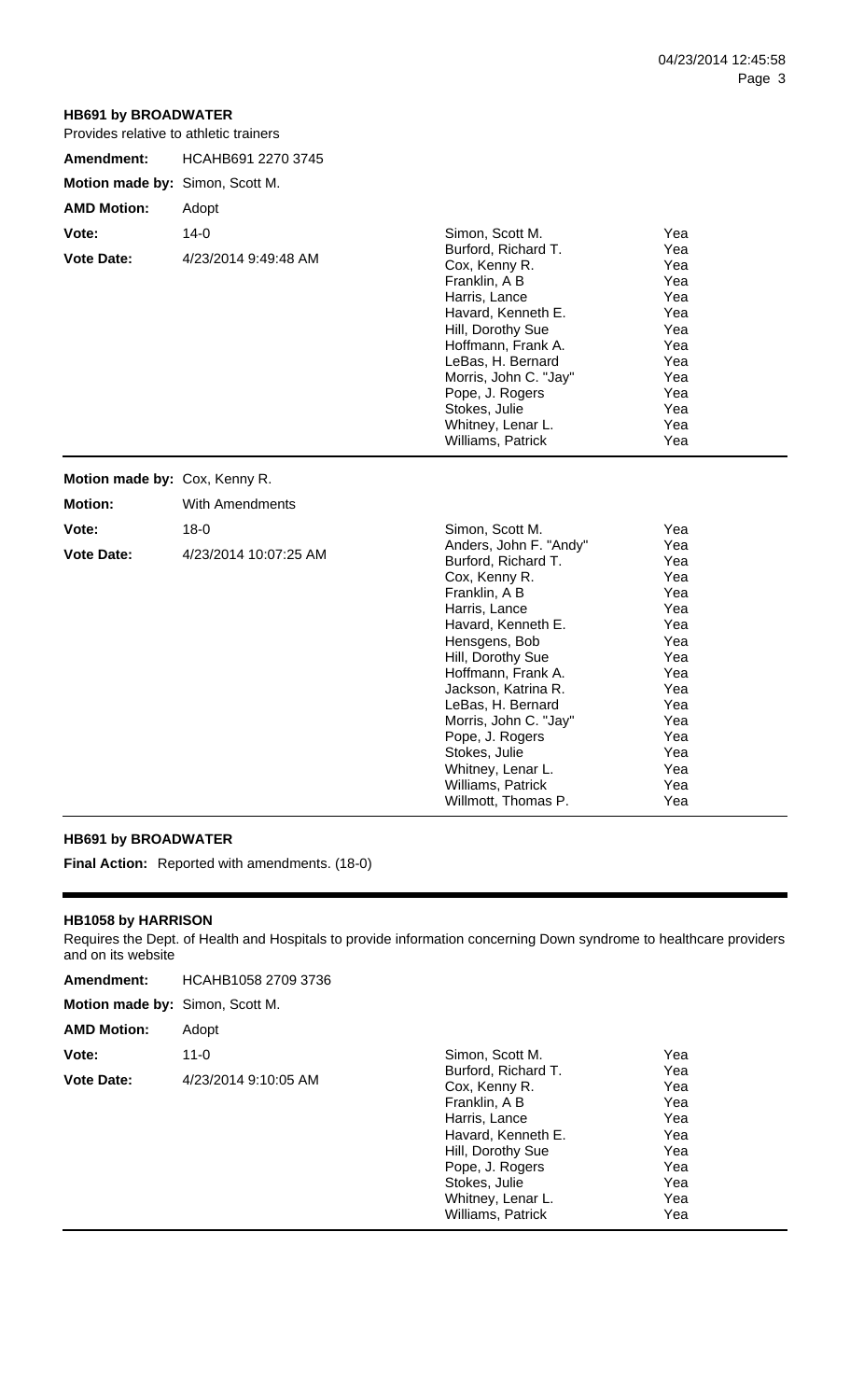**HB691 by BROADWATER**

Provides relative to athletic trainers

| | | | |
|---|---|---|---|
| **Amendment:** | HCAHB691 2270 3745 | | |
| **Motion made by:** | Simon, Scott M. | | |
| **AMD Motion:** | Adopt | | |
| **Vote:** | 14-0 | Simon, Scott M. | Yea |
| **Vote Date:** | 4/23/2014 9:49:48 AM | Burford, Richard T. | Yea |
| | | Cox, Kenny R. | Yea |
| | | Franklin, A B | Yea |
| | | Harris, Lance | Yea |
| | | Havard, Kenneth E. | Yea |
| | | Hill, Dorothy Sue | Yea |
| | | Hoffmann, Frank A. | Yea |
| | | LeBas, H. Bernard | Yea |
| | | Morris, John C. "Jay" | Yea |
| | | Pope, J. Rogers | Yea |
| | | Stokes, Julie | Yea |
| | | Whitney, Lenar L. | Yea |
| | | Williams, Patrick | Yea |

| | | | |
|---|---|---|---|
| **Motion made by:** | Cox, Kenny R. | | |
| **Motion:** | With Amendments | | |
| **Vote:** | 18-0 | Simon, Scott M. | Yea |
| **Vote Date:** | 4/23/2014 10:07:25 AM | Anders, John F. "Andy" | Yea |
| | | Burford, Richard T. | Yea |
| | | Cox, Kenny R. | Yea |
| | | Franklin, A B | Yea |
| | | Harris, Lance | Yea |
| | | Havard, Kenneth E. | Yea |
| | | Hensgens, Bob | Yea |
| | | Hill, Dorothy Sue | Yea |
| | | Hoffmann, Frank A. | Yea |
| | | Jackson, Katrina R. | Yea |
| | | LeBas, H. Bernard | Yea |
| | | Morris, John C. "Jay" | Yea |
| | | Pope, J. Rogers | Yea |
| | | Stokes, Julie | Yea |
| | | Whitney, Lenar L. | Yea |
| | | Williams, Patrick | Yea |
| | | Willmott, Thomas P. | Yea |

**HB691 by BROADWATER**

**Final Action:** Reported with amendments. (18-0)

---

**HB1058 by HARRISON**

Requires the Dept. of Health and Hospitals to provide information concerning Down syndrome to healthcare providers and on its website

| | | | |
|---|---|---|---|
| **Amendment:** | HCAHB1058 2709 3736 | | |
| **Motion made by:** | Simon, Scott M. | | |
| **AMD Motion:** | Adopt | | |
| **Vote:** | 11-0 | Simon, Scott M. | Yea |
| **Vote Date:** | 4/23/2014 9:10:05 AM | Burford, Richard T. | Yea |
| | | Cox, Kenny R. | Yea |
| | | Franklin, A B | Yea |
| | | Harris, Lance | Yea |
| | | Havard, Kenneth E. | Yea |
| | | Hill, Dorothy Sue | Yea |
| | | Pope, J. Rogers | Yea |
| | | Stokes, Julie | Yea |
| | | Whitney, Lenar L. | Yea |
| | | Williams, Patrick | Yea |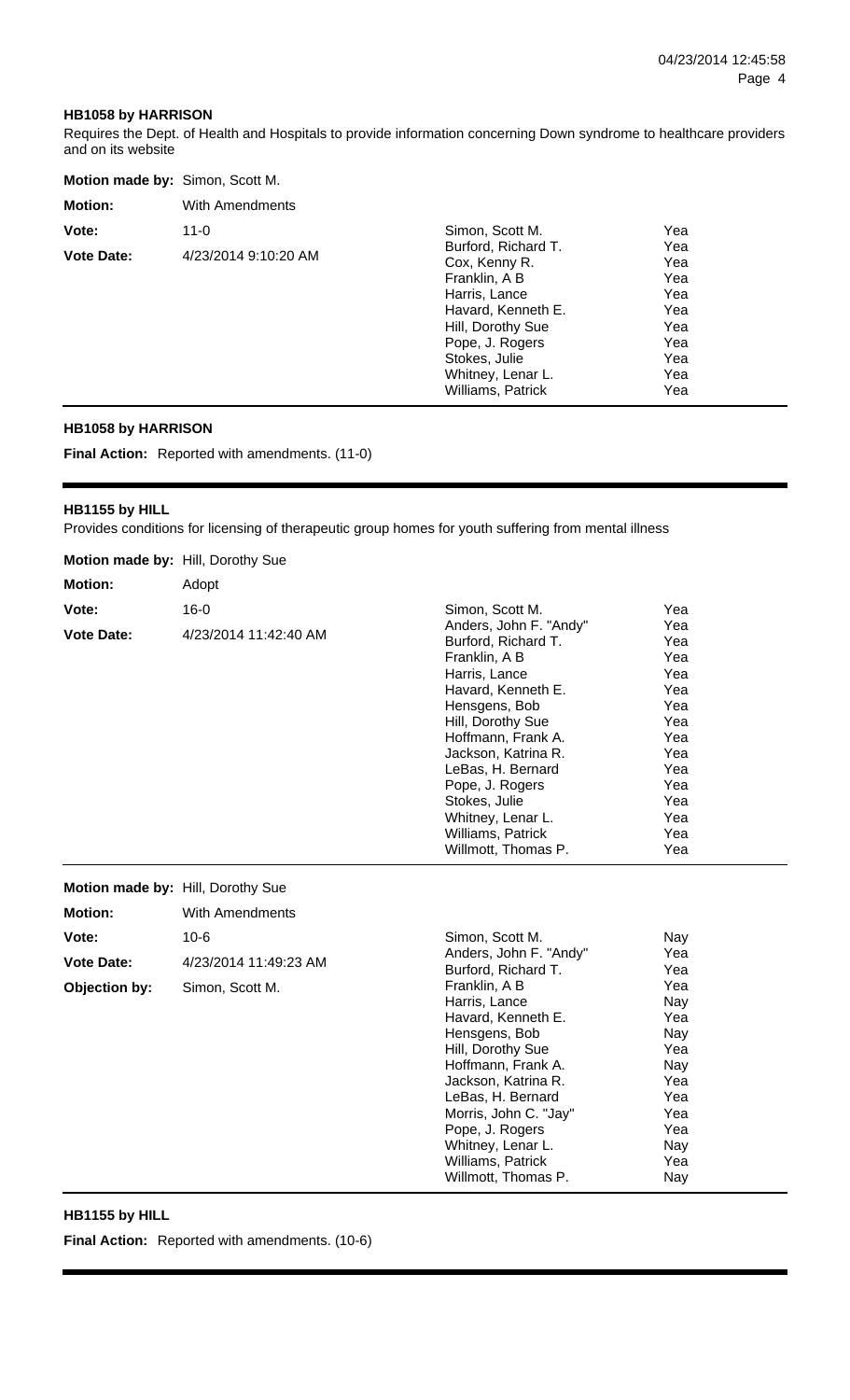### HB1058 by HARRISON

Requires the Dept. of Health and Hospitals to provide information concerning Down syndrome to healthcare providers and on its website

**Motion made by:** Simon, Scott M.

| | |
|---|---|
| **Motion:** | With Amendments |
| **Vote:** | 11-0 |
| **Vote Date:** | 4/23/2014 9:10:20 AM |

| Member | Vote |
|---|---|
| Simon, Scott M. | Yea |
| Burford, Richard T. | Yea |
| Cox, Kenny R. | Yea |
| Franklin, A B | Yea |
| Harris, Lance | Yea |
| Havard, Kenneth E. | Yea |
| Hill, Dorothy Sue | Yea |
| Pope, J. Rogers | Yea |
| Stokes, Julie | Yea |
| Whitney, Lenar L. | Yea |
| Williams, Patrick | Yea |

### HB1058 by HARRISON

**Final Action:** Reported with amendments. (11-0)

---

### HB1155 by HILL

Provides conditions for licensing of therapeutic group homes for youth suffering from mental illness

**Motion made by:** Hill, Dorothy Sue

| | |
|---|---|
| **Motion:** | Adopt |
| **Vote:** | 16-0 |
| **Vote Date:** | 4/23/2014 11:42:40 AM |

| Member | Vote |
|---|---|
| Simon, Scott M. | Yea |
| Anders, John F. "Andy" | Yea |
| Burford, Richard T. | Yea |
| Franklin, A B | Yea |
| Harris, Lance | Yea |
| Havard, Kenneth E. | Yea |
| Hensgens, Bob | Yea |
| Hill, Dorothy Sue | Yea |
| Hoffmann, Frank A. | Yea |
| Jackson, Katrina R. | Yea |
| LeBas, H. Bernard | Yea |
| Pope, J. Rogers | Yea |
| Stokes, Julie | Yea |
| Whitney, Lenar L. | Yea |
| Williams, Patrick | Yea |
| Willmott, Thomas P. | Yea |

**Motion made by:** Hill, Dorothy Sue

| | |
|---|---|
| **Motion:** | With Amendments |
| **Vote:** | 10-6 |
| **Vote Date:** | 4/23/2014 11:49:23 AM |
| **Objection by:** | Simon, Scott M. |

| Member | Vote |
|---|---|
| Simon, Scott M. | Nay |
| Anders, John F. "Andy" | Yea |
| Burford, Richard T. | Yea |
| Franklin, A B | Yea |
| Harris, Lance | Nay |
| Havard, Kenneth E. | Yea |
| Hensgens, Bob | Nay |
| Hill, Dorothy Sue | Yea |
| Hoffmann, Frank A. | Nay |
| Jackson, Katrina R. | Yea |
| LeBas, H. Bernard | Yea |
| Morris, John C. "Jay" | Yea |
| Pope, J. Rogers | Yea |
| Whitney, Lenar L. | Nay |
| Williams, Patrick | Yea |
| Willmott, Thomas P. | Nay |

### HB1155 by HILL

**Final Action:** Reported with amendments. (10-6)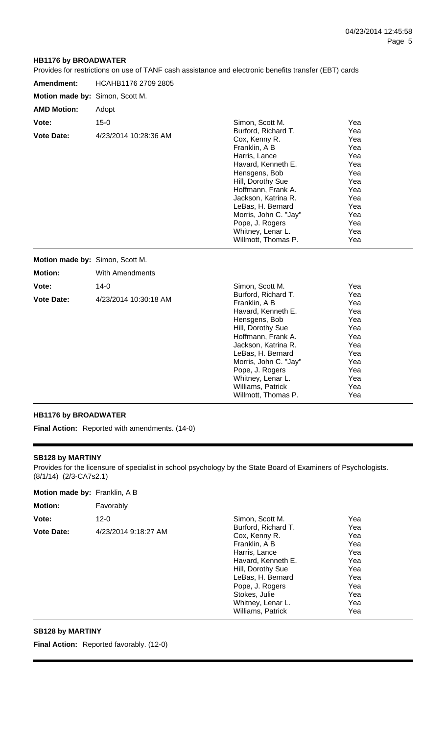**HB1176 by BROADWATER**

Provides for restrictions on use of TANF cash assistance and electronic benefits transfer (EBT) cards

**Amendment:** HCAHB1176 2709 2805

**Motion made by:** Simon, Scott M.

**AMD Motion:** Adopt

**Vote:** 15-0

**Vote Date:** 4/23/2014 10:28:36 AM

| Member | Vote |
|---|---|
| Simon, Scott M. | Yea |
| Burford, Richard T. | Yea |
| Cox, Kenny R. | Yea |
| Franklin, A B | Yea |
| Harris, Lance | Yea |
| Havard, Kenneth E. | Yea |
| Hensgens, Bob | Yea |
| Hill, Dorothy Sue | Yea |
| Hoffmann, Frank A. | Yea |
| Jackson, Katrina R. | Yea |
| LeBas, H. Bernard | Yea |
| Morris, John C. "Jay" | Yea |
| Pope, J. Rogers | Yea |
| Whitney, Lenar L. | Yea |
| Willmott, Thomas P. | Yea |

**Motion made by:** Simon, Scott M.

**Motion:** With Amendments

**Vote:** 14-0

**Vote Date:** 4/23/2014 10:30:18 AM

| Member | Vote |
|---|---|
| Simon, Scott M. | Yea |
| Burford, Richard T. | Yea |
| Franklin, A B | Yea |
| Havard, Kenneth E. | Yea |
| Hensgens, Bob | Yea |
| Hill, Dorothy Sue | Yea |
| Hoffmann, Frank A. | Yea |
| Jackson, Katrina R. | Yea |
| LeBas, H. Bernard | Yea |
| Morris, John C. "Jay" | Yea |
| Pope, J. Rogers | Yea |
| Whitney, Lenar L. | Yea |
| Williams, Patrick | Yea |
| Willmott, Thomas P. | Yea |

**HB1176 by BROADWATER**

**Final Action:** Reported with amendments. (14-0)

---

**SB128 by MARTINY**

Provides for the licensure of specialist in school psychology by the State Board of Examiners of Psychologists. (8/1/14) (2/3-CA7s2.1)

**Motion made by:** Franklin, A B

**Motion:** Favorably

**Vote:** 12-0

**Vote Date:** 4/23/2014 9:18:27 AM

| Member | Vote |
|---|---|
| Simon, Scott M. | Yea |
| Burford, Richard T. | Yea |
| Cox, Kenny R. | Yea |
| Franklin, A B | Yea |
| Harris, Lance | Yea |
| Havard, Kenneth E. | Yea |
| Hill, Dorothy Sue | Yea |
| LeBas, H. Bernard | Yea |
| Pope, J. Rogers | Yea |
| Stokes, Julie | Yea |
| Whitney, Lenar L. | Yea |
| Williams, Patrick | Yea |

**SB128 by MARTINY**

**Final Action:** Reported favorably. (12-0)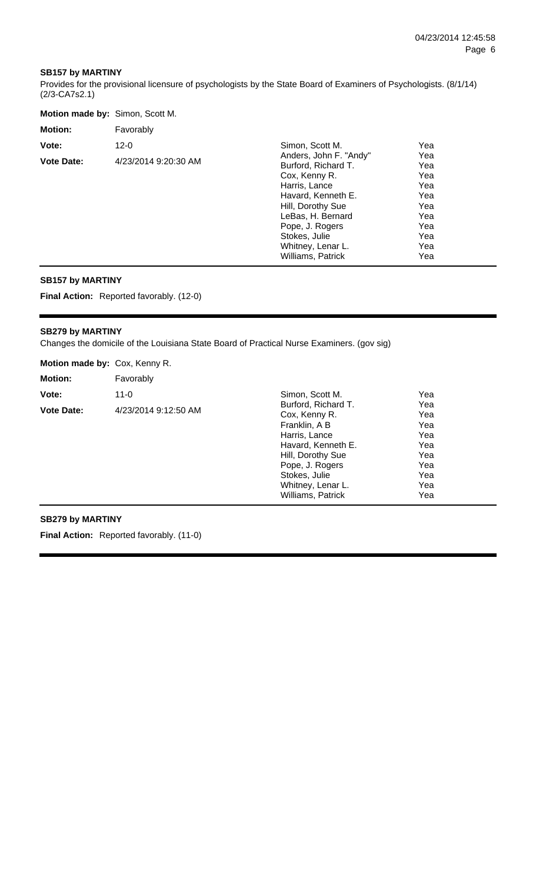**SB157 by MARTINY**

Provides for the provisional licensure of psychologists by the State Board of Examiners of Psychologists. (8/1/14) (2/3-CA7s2.1)

**Motion made by:** Simon, Scott M.

| | | | |
|---|---|---|---|
| **Motion:** | Favorably | | |
| **Vote:** | 12-0 | Simon, Scott M. | Yea |
| **Vote Date:** | 4/23/2014 9:20:30 AM | Anders, John F. "Andy" | Yea |
| | | Burford, Richard T. | Yea |
| | | Cox, Kenny R. | Yea |
| | | Harris, Lance | Yea |
| | | Havard, Kenneth E. | Yea |
| | | Hill, Dorothy Sue | Yea |
| | | LeBas, H. Bernard | Yea |
| | | Pope, J. Rogers | Yea |
| | | Stokes, Julie | Yea |
| | | Whitney, Lenar L. | Yea |
| | | Williams, Patrick | Yea |

**SB157 by MARTINY**

**Final Action:** Reported favorably. (12-0)

---

**SB279 by MARTINY**

Changes the domicile of the Louisiana State Board of Practical Nurse Examiners. (gov sig)

**Motion made by:** Cox, Kenny R.

| | | | |
|---|---|---|---|
| **Motion:** | Favorably | | |
| **Vote:** | 11-0 | Simon, Scott M. | Yea |
| **Vote Date:** | 4/23/2014 9:12:50 AM | Burford, Richard T. | Yea |
| | | Cox, Kenny R. | Yea |
| | | Franklin, A B | Yea |
| | | Harris, Lance | Yea |
| | | Havard, Kenneth E. | Yea |
| | | Hill, Dorothy Sue | Yea |
| | | Pope, J. Rogers | Yea |
| | | Stokes, Julie | Yea |
| | | Whitney, Lenar L. | Yea |
| | | Williams, Patrick | Yea |

**SB279 by MARTINY**

**Final Action:** Reported favorably. (11-0)